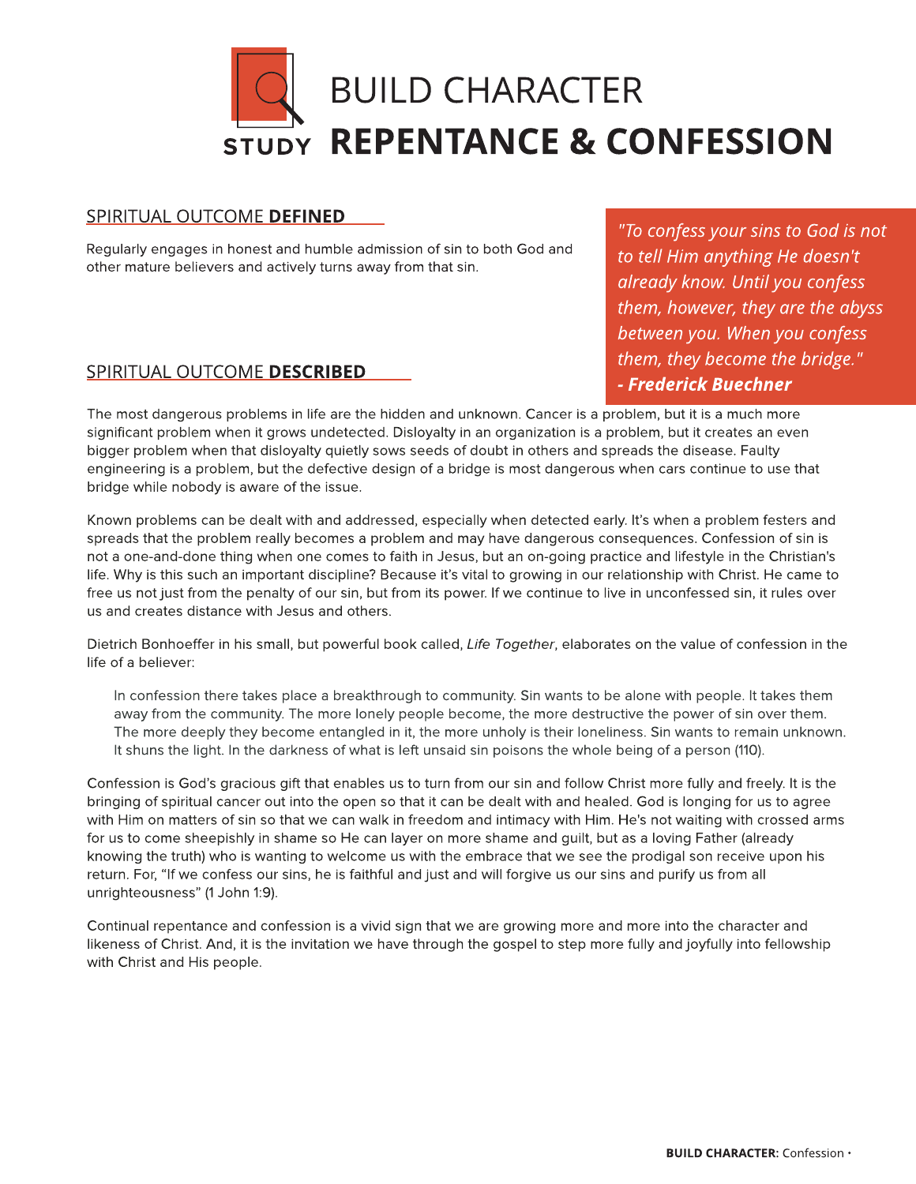# BUILD CHARACTER

STUDY

# REPENTANCE & CONFESSION

## SPIRITUAL OUTCOME **DEFINED**

Regularly engages in honest and humble admission of sin to both God and other mature believers and actively turns away from that sin.

> *"To confess your sins to God is not to tell Him anything He doesn't already know. Until you confess them, however, they are the abyss between you. When you confess them, they become the bridge."*
> ***- Frederick Buechner***

## SPIRITUAL OUTCOME **DESCRIBED**

The most dangerous problems in life are the hidden and unknown. Cancer is a problem, but it is a much more significant problem when it grows undetected. Disloyalty in an organization is a problem, but it creates an even bigger problem when that disloyalty quietly sows seeds of doubt in others and spreads the disease. Faulty engineering is a problem, but the defective design of a bridge is most dangerous when cars continue to use that bridge while nobody is aware of the issue.

Known problems can be dealt with and addressed, especially when detected early. It's when a problem festers and spreads that the problem really becomes a problem and may have dangerous consequences. Confession of sin is not a one-and-done thing when one comes to faith in Jesus, but an on-going practice and lifestyle in the Christian's life. Why is this such an important discipline? Because it's vital to growing in our relationship with Christ. He came to free us not just from the penalty of our sin, but from its power. If we continue to live in unconfessed sin, it rules over us and creates distance with Jesus and others.

Dietrich Bonhoeffer in his small, but powerful book called, *Life Together*, elaborates on the value of confession in the life of a believer:

> In confession there takes place a breakthrough to community. Sin wants to be alone with people. It takes them away from the community. The more lonely people become, the more destructive the power of sin over them. The more deeply they become entangled in it, the more unholy is their loneliness. Sin wants to remain unknown. It shuns the light. In the darkness of what is left unsaid sin poisons the whole being of a person (110).

Confession is God's gracious gift that enables us to turn from our sin and follow Christ more fully and freely. It is the bringing of spiritual cancer out into the open so that it can be dealt with and healed. God is longing for us to agree with Him on matters of sin so that we can walk in freedom and intimacy with Him. He's not waiting with crossed arms for us to come sheepishly in shame so He can layer on more shame and guilt, but as a loving Father (already knowing the truth) who is wanting to welcome us with the embrace that we see the prodigal son receive upon his return. For, "If we confess our sins, he is faithful and just and will forgive us our sins and purify us from all unrighteousness" (1 John 1:9).

Continual repentance and confession is a vivid sign that we are growing more and more into the character and likeness of Christ. And, it is the invitation we have through the gospel to step more fully and joyfully into fellowship with Christ and His people.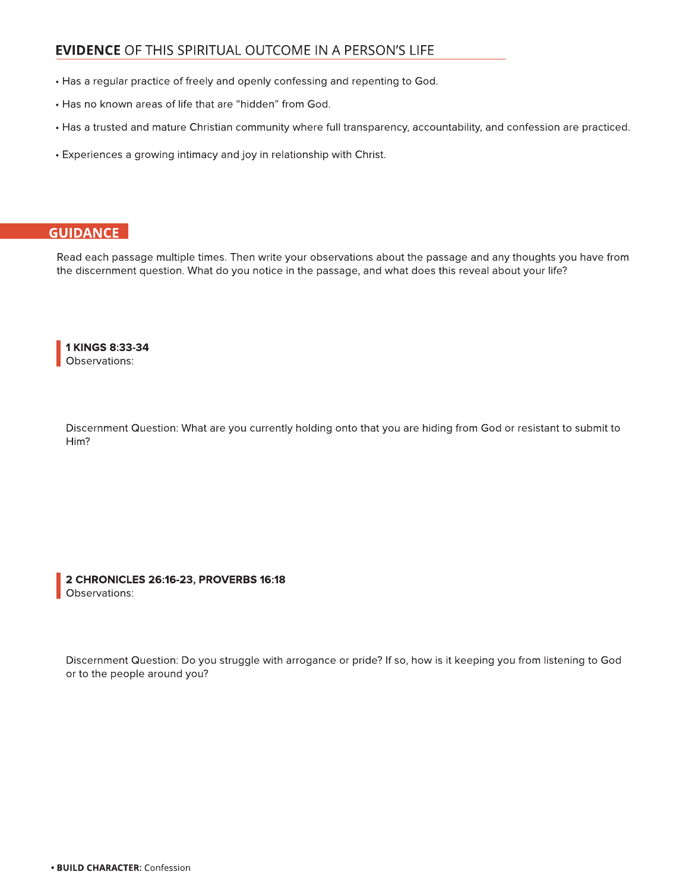## **EVIDENCE** OF THIS SPIRITUAL OUTCOME IN A PERSON'S LIFE

- Has a regular practice of freely and openly confessing and repenting to God.
- Has no known areas of life that are "hidden" from God.
- Has a trusted and mature Christian community where full transparency, accountability, and confession are practiced.
- Experiences a growing intimacy and joy in relationship with Christ.

## GUIDANCE

Read each passage multiple times. Then write your observations about the passage and any thoughts you have from the discernment question. What do you notice in the passage, and what does this reveal about your life?

**1 KINGS 8:33-34**
Observations:

Discernment Question: What are you currently holding onto that you are hiding from God or resistant to submit to Him?

**2 CHRONICLES 26:16-23, PROVERBS 16:18**
Observations:

Discernment Question: Do you struggle with arrogance or pride? If so, how is it keeping you from listening to God or to the people around you?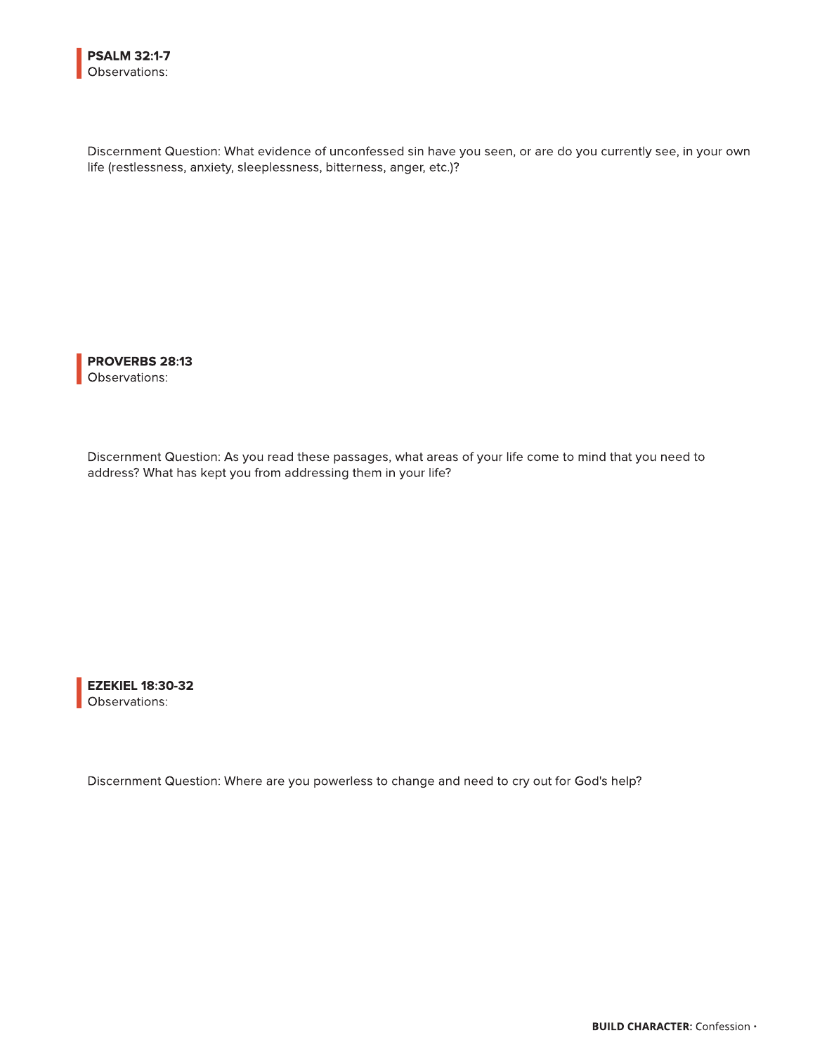## PSALM 32:1-7

Observations:

Discernment Question: What evidence of unconfessed sin have you seen, or are do you currently see, in your own life (restlessness, anxiety, sleeplessness, bitterness, anger, etc.)?

## PROVERBS 28:13

Observations:

Discernment Question: As you read these passages, what areas of your life come to mind that you need to address? What has kept you from addressing them in your life?

## EZEKIEL 18:30-32

Observations:

Discernment Question: Where are you powerless to change and need to cry out for God's help?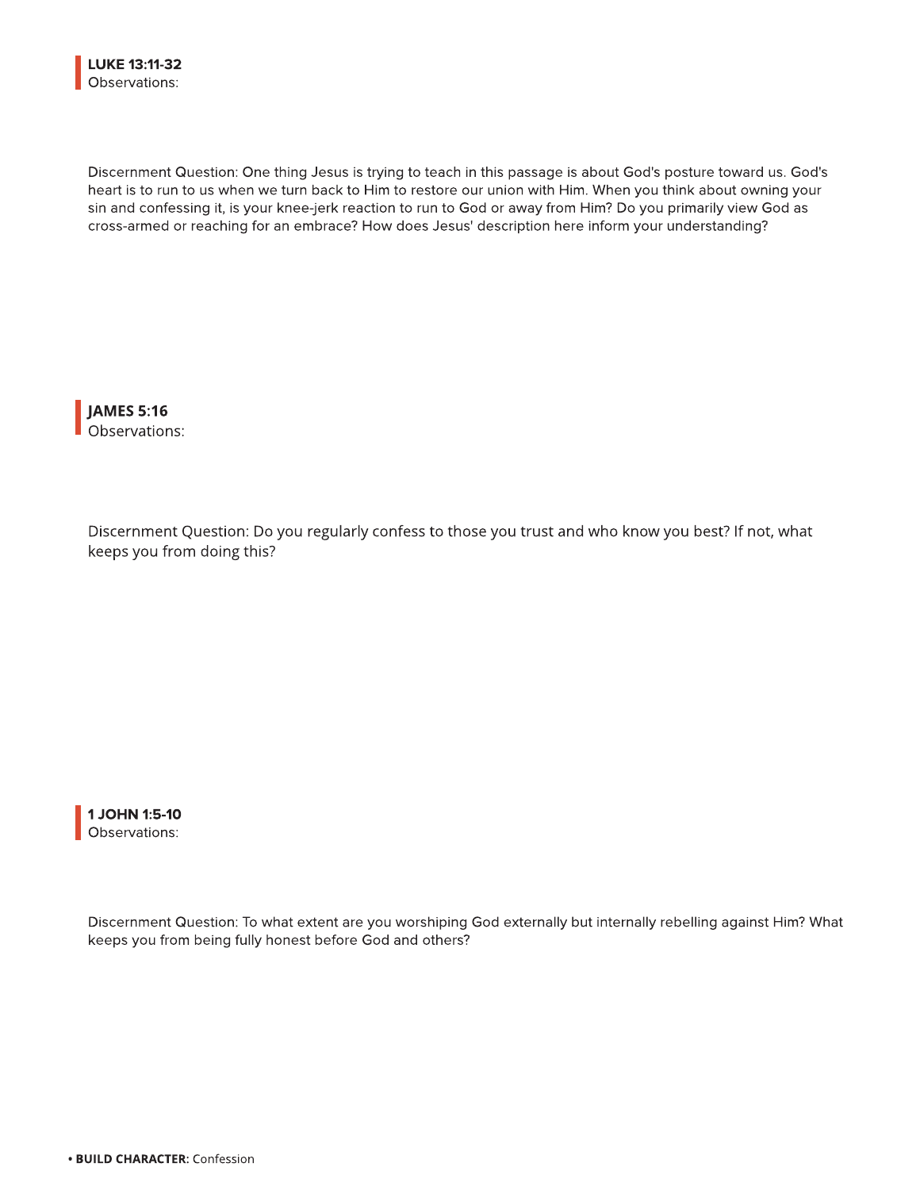**LUKE 13:11-32**
Observations:

Discernment Question: One thing Jesus is trying to teach in this passage is about God's posture toward us. God's heart is to run to us when we turn back to Him to restore our union with Him. When you think about owning your sin and confessing it, is your knee-jerk reaction to run to God or away from Him? Do you primarily view God as cross-armed or reaching for an embrace? How does Jesus' description here inform your understanding?

**JAMES 5:16**
Observations:

Discernment Question: Do you regularly confess to those you trust and who know you best? If not, what keeps you from doing this?

**1 JOHN 1:5-10**
Observations:

Discernment Question: To what extent are you worshiping God externally but internally rebelling against Him? What keeps you from being fully honest before God and others?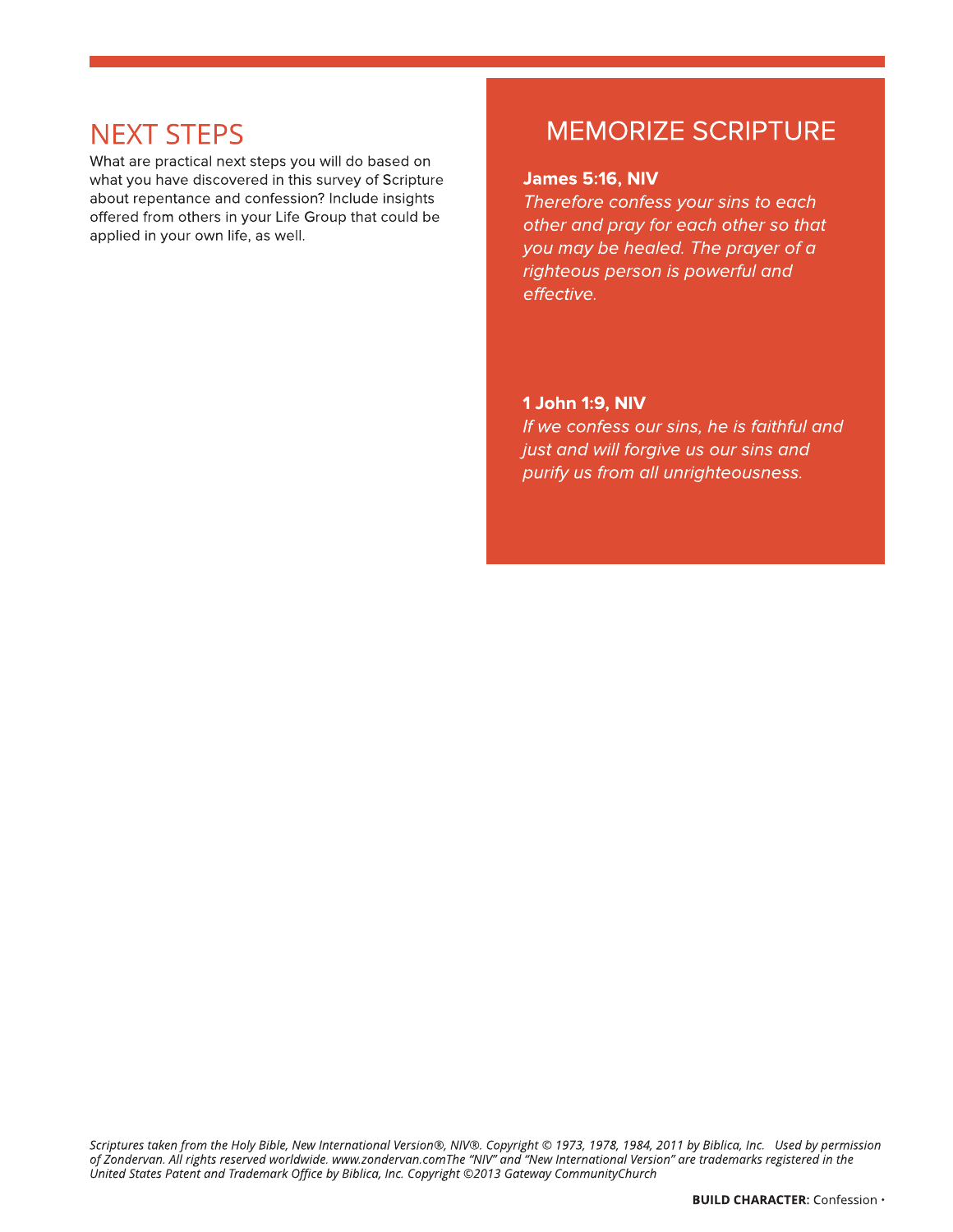## NEXT STEPS

What are practical next steps you will do based on what you have discovered in this survey of Scripture about repentance and confession? Include insights offered from others in your Life Group that could be applied in your own life, as well.

## MEMORIZE SCRIPTURE

**James 5:16, NIV**

*Therefore confess your sins to each other and pray for each other so that you may be healed. The prayer of a righteous person is powerful and effective.*

**1 John 1:9, NIV**

*If we confess our sins, he is faithful and just and will forgive us our sins and purify us from all unrighteousness.*

*Scriptures taken from the Holy Bible, New International Version®, NIV®. Copyright © 1973, 1978, 1984, 2011 by Biblica, Inc. Used by permission of Zondervan. All rights reserved worldwide. www.zondervan.comThe "NIV" and "New International Version" are trademarks registered in the United States Patent and Trademark Office by Biblica, Inc. Copyright ©2013 Gateway CommunityChurch*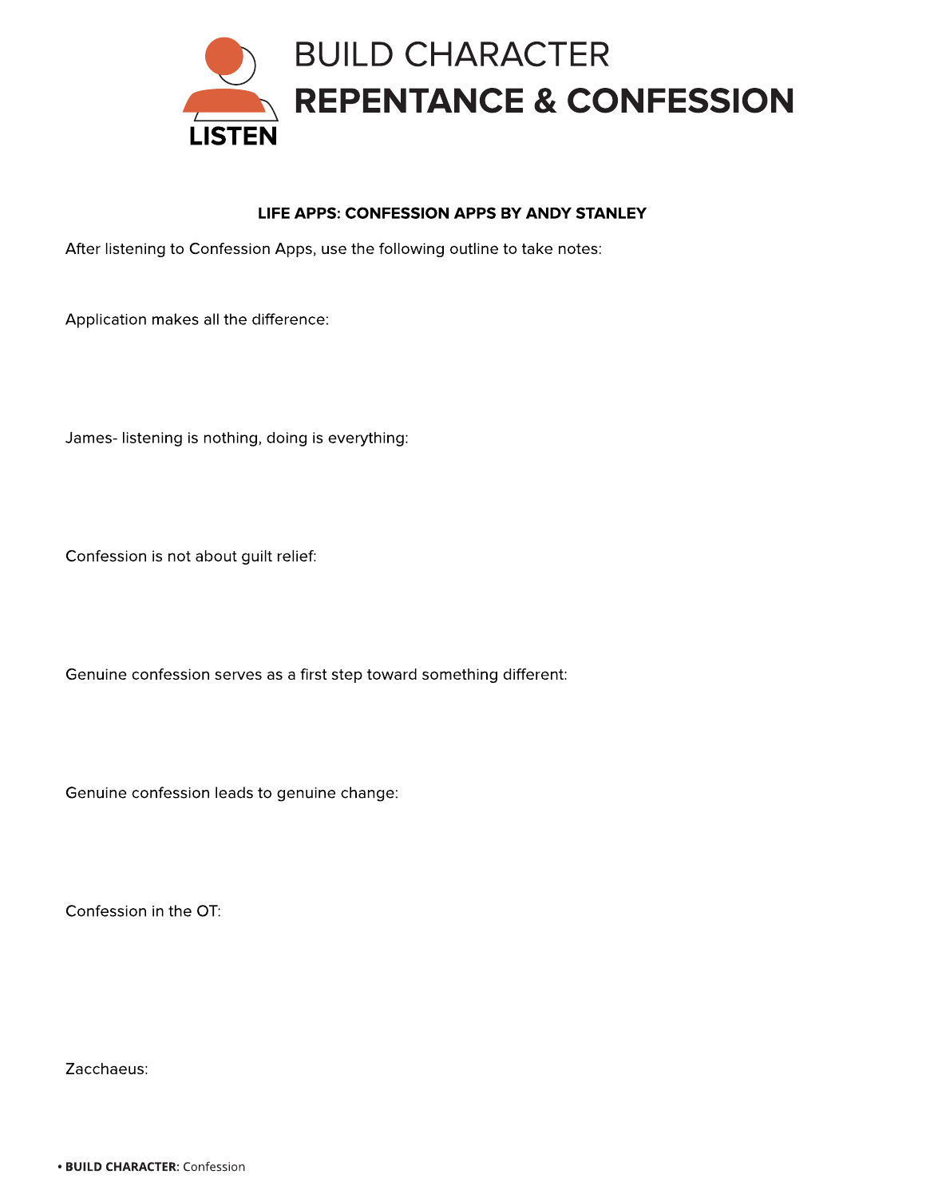LISTEN

# BUILD CHARACTER
# REPENTANCE & CONFESSION

**LIFE APPS: CONFESSION APPS BY ANDY STANLEY**

After listening to Confession Apps, use the following outline to take notes:

Application makes all the difference:

James- listening is nothing, doing is everything:

Confession is not about guilt relief:

Genuine confession serves as a first step toward something different:

Genuine confession leads to genuine change:

Confession in the OT:

Zacchaeus: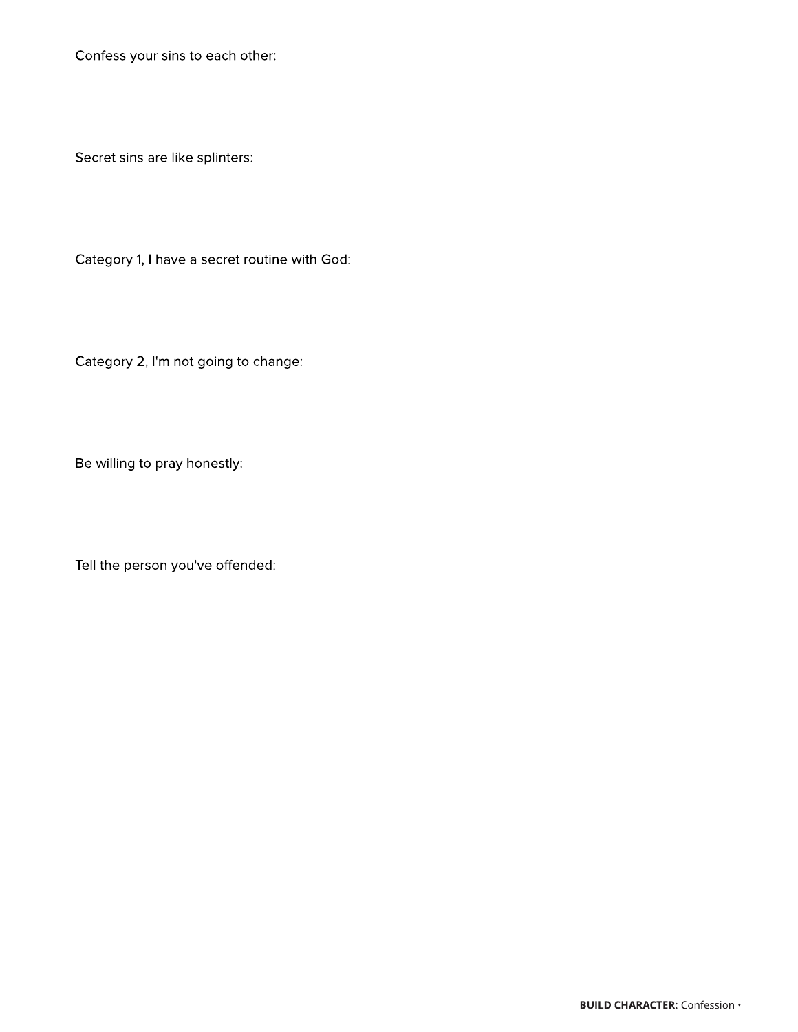Confess your sins to each other:

Secret sins are like splinters:

Category 1, I have a secret routine with God:

Category 2, I'm not going to change:

Be willing to pray honestly:

Tell the person you've offended: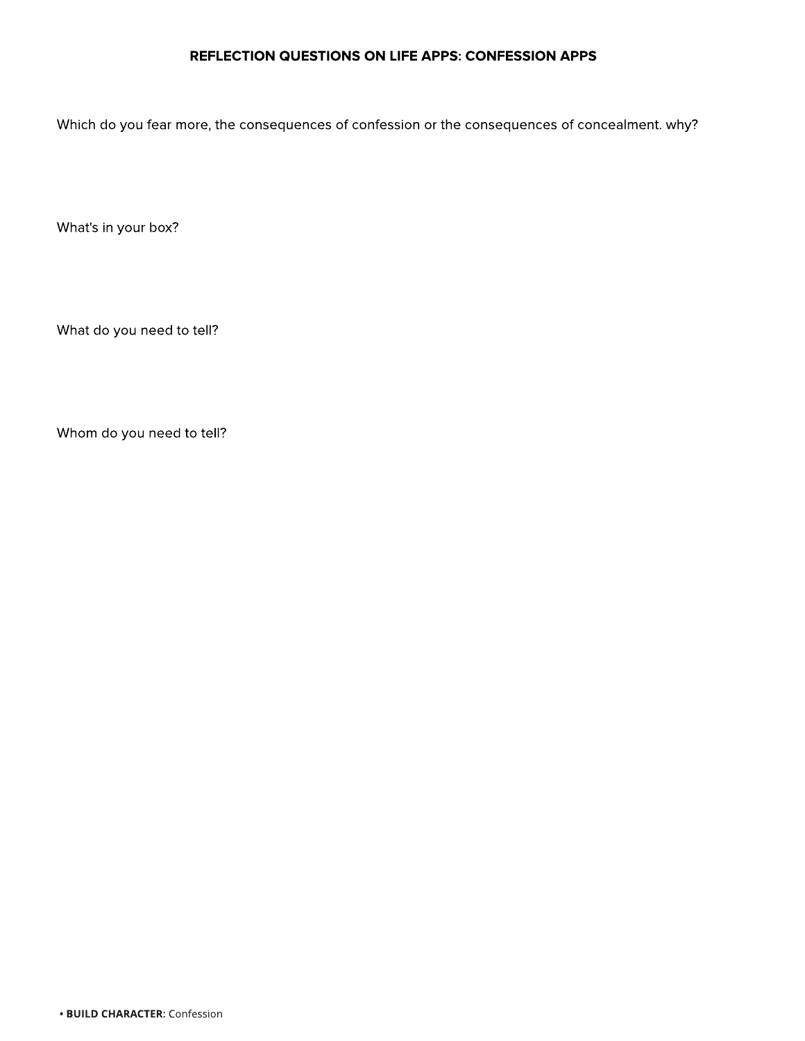## REFLECTION QUESTIONS ON LIFE APPS: CONFESSION APPS

Which do you fear more, the consequences of confession or the consequences of concealment. why?

What's in your box?

What do you need to tell?

Whom do you need to tell?

• **BUILD CHARACTER:** Confession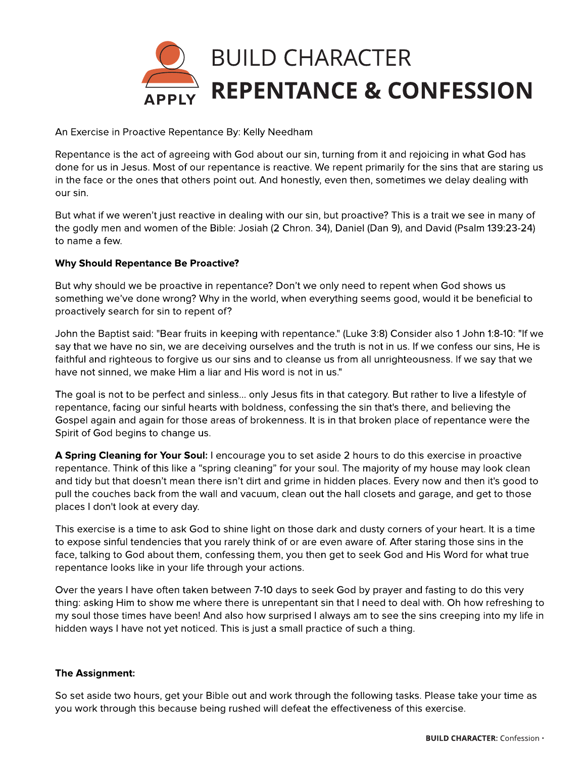# BUILD CHARACTER
# REPENTANCE & CONFESSION

APPLY

An Exercise in Proactive Repentance By: Kelly Needham

Repentance is the act of agreeing with God about our sin, turning from it and rejoicing in what God has done for us in Jesus. Most of our repentance is reactive. We repent primarily for the sins that are staring us in the face or the ones that others point out. And honestly, even then, sometimes we delay dealing with our sin.

But what if we weren't just reactive in dealing with our sin, but proactive? This is a trait we see in many of the godly men and women of the Bible: Josiah (2 Chron. 34), Daniel (Dan 9), and David (Psalm 139:23-24) to name a few.

**Why Should Repentance Be Proactive?**

But why should we be proactive in repentance? Don't we only need to repent when God shows us something we've done wrong? Why in the world, when everything seems good, would it be beneficial to proactively search for sin to repent of?

John the Baptist said: "Bear fruits in keeping with repentance." (Luke 3:8) Consider also 1 John 1:8-10: "If we say that we have no sin, we are deceiving ourselves and the truth is not in us. If we confess our sins, He is faithful and righteous to forgive us our sins and to cleanse us from all unrighteousness. If we say that we have not sinned, we make Him a liar and His word is not in us."

The goal is not to be perfect and sinless… only Jesus fits in that category. But rather to live a lifestyle of repentance, facing our sinful hearts with boldness, confessing the sin that's there, and believing the Gospel again and again for those areas of brokenness. It is in that broken place of repentance were the Spirit of God begins to change us.

**A Spring Cleaning for Your Soul:** I encourage you to set aside 2 hours to do this exercise in proactive repentance. Think of this like a "spring cleaning" for your soul. The majority of my house may look clean and tidy but that doesn't mean there isn't dirt and grime in hidden places. Every now and then it's good to pull the couches back from the wall and vacuum, clean out the hall closets and garage, and get to those places I don't look at every day.

This exercise is a time to ask God to shine light on those dark and dusty corners of your heart. It is a time to expose sinful tendencies that you rarely think of or are even aware of. After staring those sins in the face, talking to God about them, confessing them, you then get to seek God and His Word for what true repentance looks like in your life through your actions.

Over the years I have often taken between 7-10 days to seek God by prayer and fasting to do this very thing: asking Him to show me where there is unrepentant sin that I need to deal with. Oh how refreshing to my soul those times have been! And also how surprised I always am to see the sins creeping into my life in hidden ways I have not yet noticed. This is just a small practice of such a thing.

**The Assignment:**

So set aside two hours, get your Bible out and work through the following tasks. Please take your time as you work through this because being rushed will defeat the effectiveness of this exercise.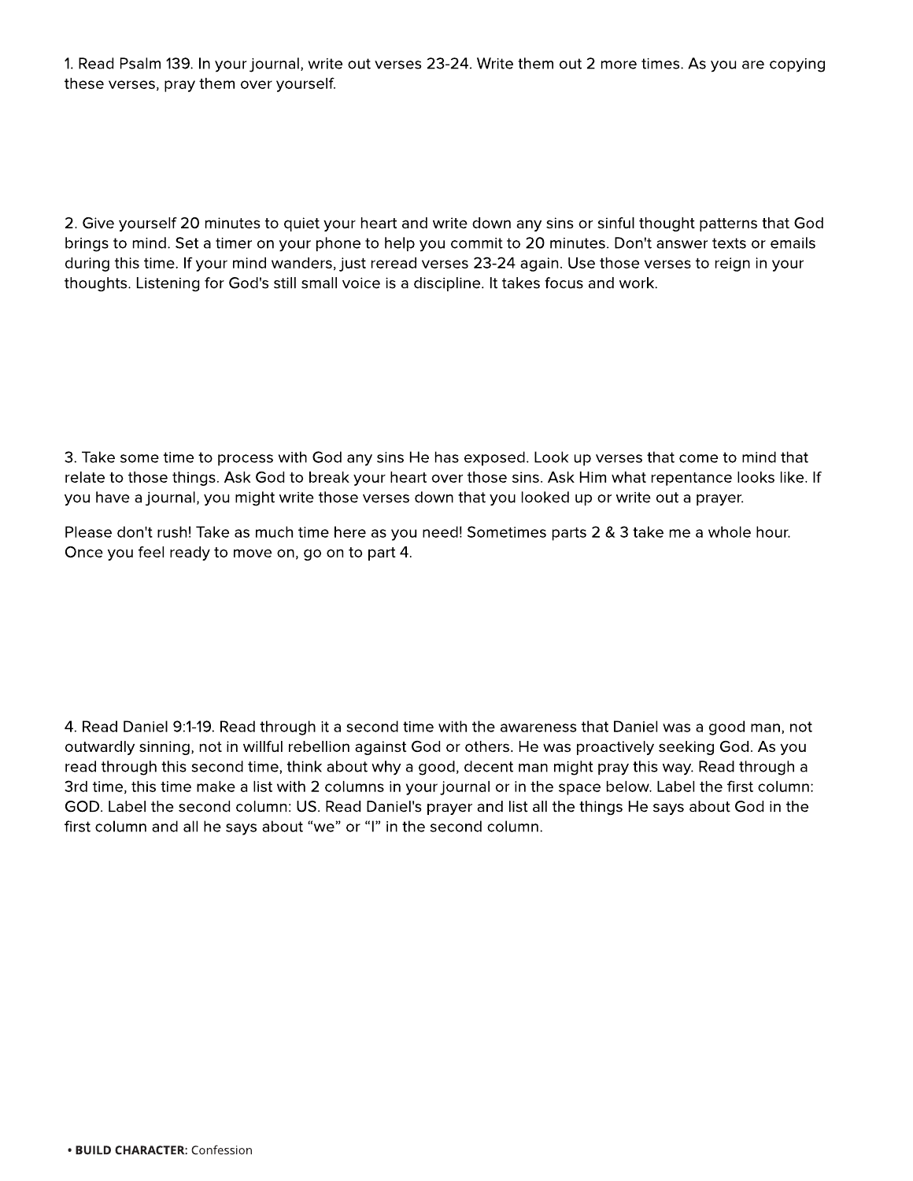1. Read Psalm 139. In your journal, write out verses 23-24. Write them out 2 more times. As you are copying these verses, pray them over yourself.

2. Give yourself 20 minutes to quiet your heart and write down any sins or sinful thought patterns that God brings to mind. Set a timer on your phone to help you commit to 20 minutes. Don't answer texts or emails during this time. If your mind wanders, just reread verses 23-24 again. Use those verses to reign in your thoughts. Listening for God's still small voice is a discipline. It takes focus and work.

3. Take some time to process with God any sins He has exposed. Look up verses that come to mind that relate to those things. Ask God to break your heart over those sins. Ask Him what repentance looks like. If you have a journal, you might write those verses down that you looked up or write out a prayer.

Please don't rush! Take as much time here as you need! Sometimes parts 2 & 3 take me a whole hour. Once you feel ready to move on, go on to part 4.

4. Read Daniel 9:1-19. Read through it a second time with the awareness that Daniel was a good man, not outwardly sinning, not in willful rebellion against God or others. He was proactively seeking God. As you read through this second time, think about why a good, decent man might pray this way. Read through a 3rd time, this time make a list with 2 columns in your journal or in the space below. Label the first column: GOD. Label the second column: US. Read Daniel's prayer and list all the things He says about God in the first column and all he says about "we" or "I" in the second column.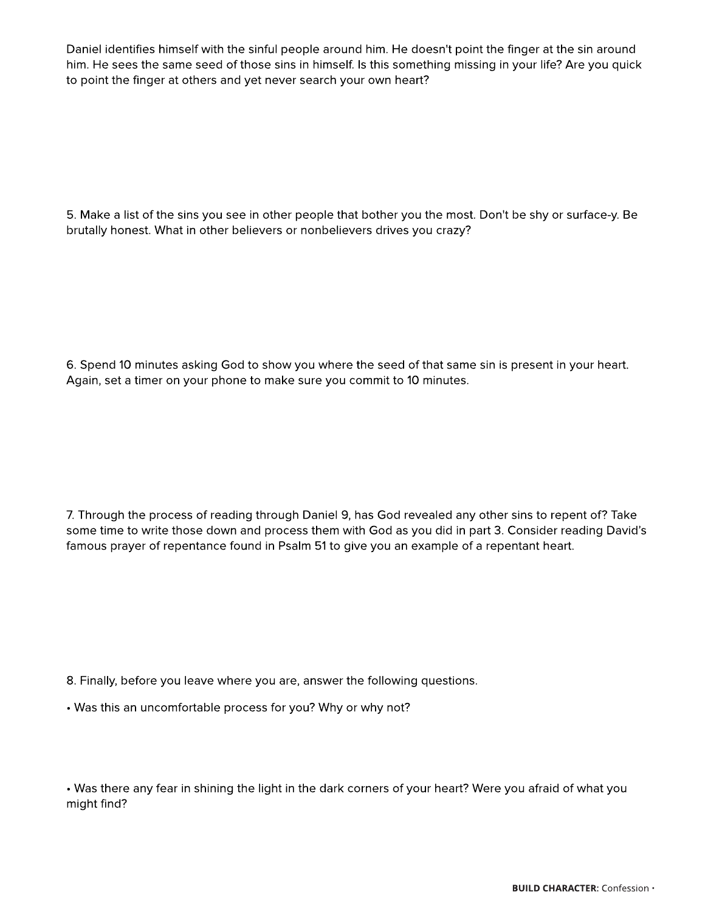Daniel identifies himself with the sinful people around him. He doesn't point the finger at the sin around him. He sees the same seed of those sins in himself. Is this something missing in your life? Are you quick to point the finger at others and yet never search your own heart?

5. Make a list of the sins you see in other people that bother you the most. Don't be shy or surface-y. Be brutally honest. What in other believers or nonbelievers drives you crazy?

6. Spend 10 minutes asking God to show you where the seed of that same sin is present in your heart. Again, set a timer on your phone to make sure you commit to 10 minutes.

7. Through the process of reading through Daniel 9, has God revealed any other sins to repent of? Take some time to write those down and process them with God as you did in part 3. Consider reading David's famous prayer of repentance found in Psalm 51 to give you an example of a repentant heart.

8. Finally, before you leave where you are, answer the following questions.

• Was this an uncomfortable process for you? Why or why not?

• Was there any fear in shining the light in the dark corners of your heart? Were you afraid of what you might find?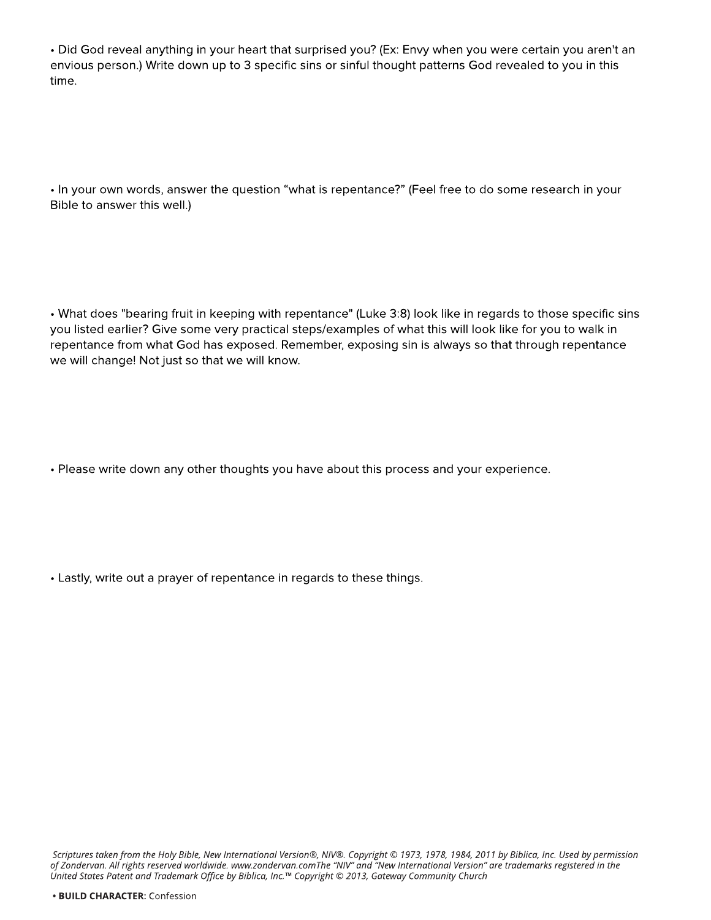• Did God reveal anything in your heart that surprised you? (Ex: Envy when you were certain you aren't an envious person.) Write down up to 3 specific sins or sinful thought patterns God revealed to you in this time.

• In your own words, answer the question "what is repentance?" (Feel free to do some research in your Bible to answer this well.)

• What does "bearing fruit in keeping with repentance" (Luke 3:8) look like in regards to those specific sins you listed earlier? Give some very practical steps/examples of what this will look like for you to walk in repentance from what God has exposed. Remember, exposing sin is always so that through repentance we will change! Not just so that we will know.

• Please write down any other thoughts you have about this process and your experience.

• Lastly, write out a prayer of repentance in regards to these things.

*Scriptures taken from the Holy Bible, New International Version®, NIV®. Copyright © 1973, 1978, 1984, 2011 by Biblica, Inc. Used by permission of Zondervan. All rights reserved worldwide. www.zondervan.comThe "NIV" and "New International Version" are trademarks registered in the United States Patent and Trademark Office by Biblica, Inc.™ Copyright © 2013, Gateway Community Church*

**• BUILD CHARACTER:** Confession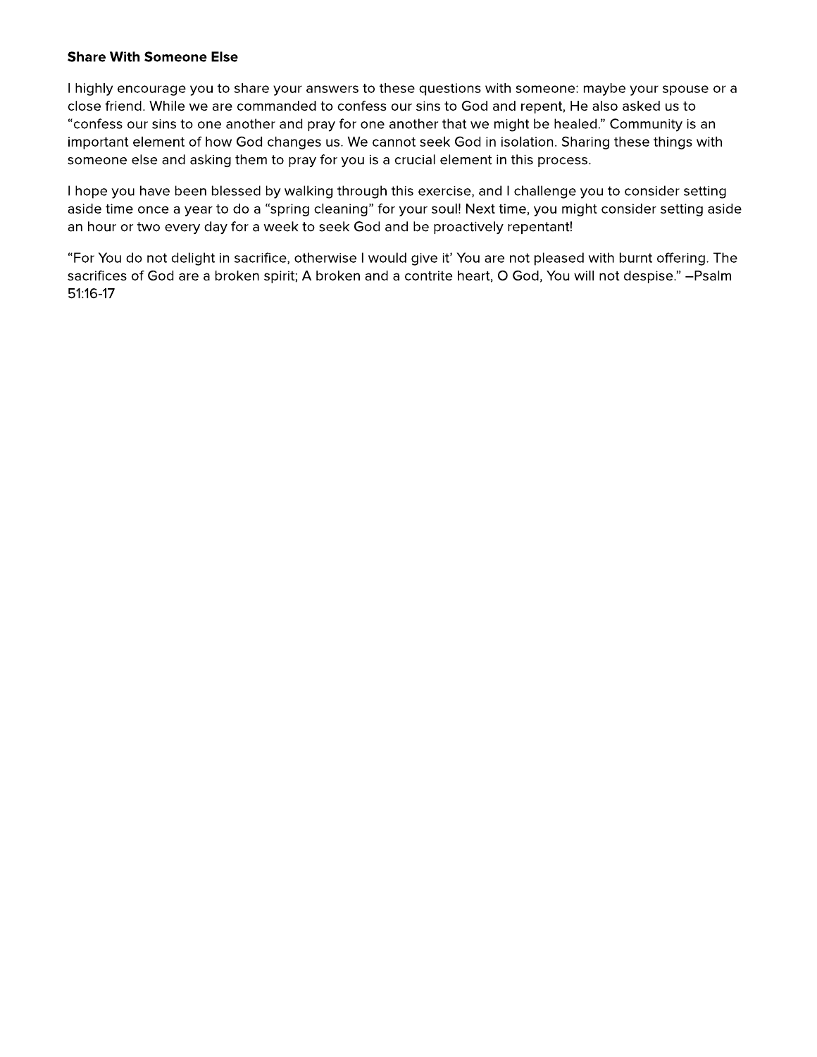**Share With Someone Else**

I highly encourage you to share your answers to these questions with someone: maybe your spouse or a close friend. While we are commanded to confess our sins to God and repent, He also asked us to "confess our sins to one another and pray for one another that we might be healed." Community is an important element of how God changes us. We cannot seek God in isolation. Sharing these things with someone else and asking them to pray for you is a crucial element in this process.

I hope you have been blessed by walking through this exercise, and I challenge you to consider setting aside time once a year to do a "spring cleaning" for your soul! Next time, you might consider setting aside an hour or two every day for a week to seek God and be proactively repentant!

"For You do not delight in sacrifice, otherwise I would give it' You are not pleased with burnt offering. The sacrifices of God are a broken spirit; A broken and a contrite heart, O God, You will not despise." –Psalm 51:16-17